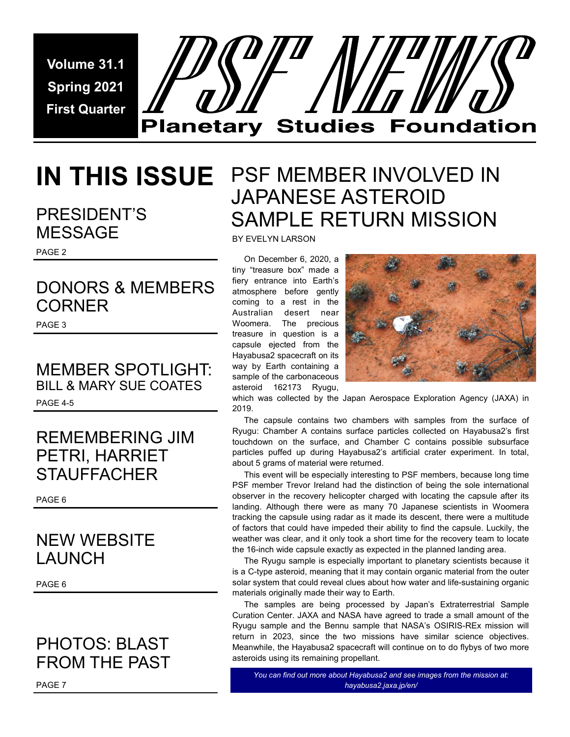Volume 31.1
Spring 2021
First Quarter

# PSF NEWS

Planetary Studies Foundation

## IN THIS ISSUE

### PRESIDENT'S MESSAGE

PAGE 2

### DONORS & MEMBERS CORNER

PAGE 3

### MEMBER SPOTLIGHT: BILL & MARY SUE COATES

PAGE 4-5

### REMEMBERING JIM PETRI, HARRIET STAUFFACHER

PAGE 6

### NEW WEBSITE LAUNCH

PAGE 6

### PHOTOS: BLAST FROM THE PAST

PAGE 7

# PSF MEMBER INVOLVED IN JAPANESE ASTEROID SAMPLE RETURN MISSION

BY EVELYN LARSON

On December 6, 2020, a tiny "treasure box" made a fiery entrance into Earth's atmosphere before gently coming to a rest in the Australian desert near Woomera. The precious treasure in question is a capsule ejected from the Hayabusa2 spacecraft on its way by Earth containing a sample of the carbonaceous asteroid 162173 Ryugu, which was collected by the Japan Aerospace Exploration Agency (JAXA) in 2019.

The capsule contains two chambers with samples from the surface of Ryugu: Chamber A contains surface particles collected on Hayabusa2's first touchdown on the surface, and Chamber C contains possible subsurface particles puffed up during Hayabusa2's artificial crater experiment. In total, about 5 grams of material were returned.

This event will be especially interesting to PSF members, because long time PSF member Trevor Ireland had the distinction of being the sole international observer in the recovery helicopter charged with locating the capsule after its landing. Although there were as many 70 Japanese scientists in Woomera tracking the capsule using radar as it made its descent, there were a multitude of factors that could have impeded their ability to find the capsule. Luckily, the weather was clear, and it only took a short time for the recovery team to locate the 16-inch wide capsule exactly as expected in the planned landing area.

The Ryugu sample is especially important to planetary scientists because it is a C-type asteroid, meaning that it may contain organic material from the outer solar system that could reveal clues about how water and life-sustaining organic materials originally made their way to Earth.

The samples are being processed by Japan's Extraterrestrial Sample Curation Center. JAXA and NASA have agreed to trade a small amount of the Ryugu sample and the Bennu sample that NASA's OSIRIS-REx mission will return in 2023, since the two missions have similar science objectives. Meanwhile, the Hayabusa2 spacecraft will continue on to do flybys of two more asteroids using its remaining propellant.

*You can find out more about Hayabusa2 and see images from the mission at: hayabusa2.jaxa.jp/en/*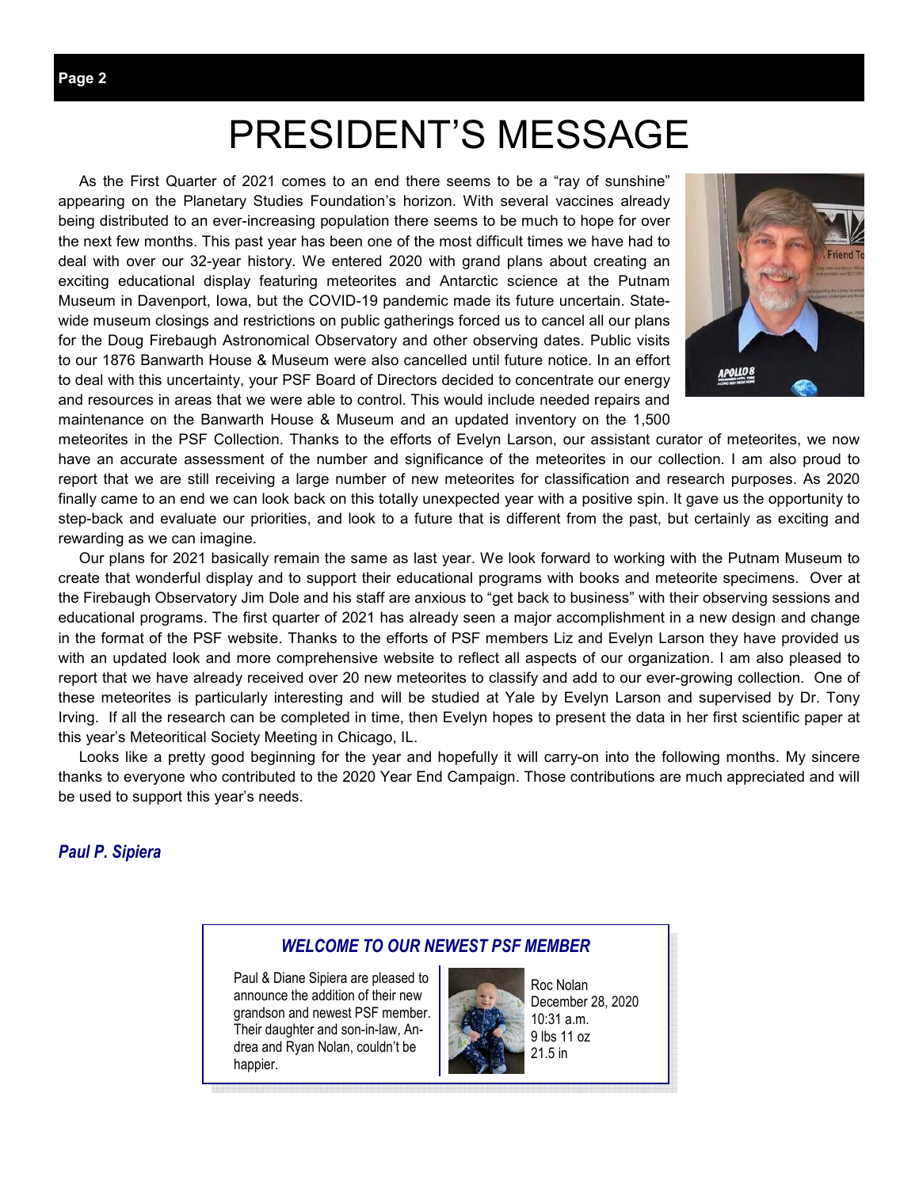# PRESIDENT'S MESSAGE

As the First Quarter of 2021 comes to an end there seems to be a "ray of sunshine" appearing on the Planetary Studies Foundation's horizon. With several vaccines already being distributed to an ever-increasing population there seems to be much to hope for over the next few months. This past year has been one of the most difficult times we have had to deal with over our 32-year history. We entered 2020 with grand plans about creating an exciting educational display featuring meteorites and Antarctic science at the Putnam Museum in Davenport, Iowa, but the COVID-19 pandemic made its future uncertain. State-wide museum closings and restrictions on public gatherings forced us to cancel all our plans for the Doug Firebaugh Astronomical Observatory and other observing dates. Public visits to our 1876 Banwarth House & Museum were also cancelled until future notice. In an effort to deal with this uncertainty, your PSF Board of Directors decided to concentrate our energy and resources in areas that we were able to control. This would include needed repairs and maintenance on the Banwarth House & Museum and an updated inventory on the 1,500 meteorites in the PSF Collection. Thanks to the efforts of Evelyn Larson, our assistant curator of meteorites, we now have an accurate assessment of the number and significance of the meteorites in our collection. I am also proud to report that we are still receiving a large number of new meteorites for classification and research purposes. As 2020 finally came to an end we can look back on this totally unexpected year with a positive spin. It gave us the opportunity to step-back and evaluate our priorities, and look to a future that is different from the past, but certainly as exciting and rewarding as we can imagine.

Our plans for 2021 basically remain the same as last year. We look forward to working with the Putnam Museum to create that wonderful display and to support their educational programs with books and meteorite specimens. Over at the Firebaugh Observatory Jim Dole and his staff are anxious to "get back to business" with their observing sessions and educational programs. The first quarter of 2021 has already seen a major accomplishment in a new design and change in the format of the PSF website. Thanks to the efforts of PSF members Liz and Evelyn Larson they have provided us with an updated look and more comprehensive website to reflect all aspects of our organization. I am also pleased to report that we have already received over 20 new meteorites to classify and add to our ever-growing collection. One of these meteorites is particularly interesting and will be studied at Yale by Evelyn Larson and supervised by Dr. Tony Irving. If all the research can be completed in time, then Evelyn hopes to present the data in her first scientific paper at this year's Meteoritical Society Meeting in Chicago, IL.

Looks like a pretty good beginning for the year and hopefully it will carry-on into the following months. My sincere thanks to everyone who contributed to the 2020 Year End Campaign. Those contributions are much appreciated and will be used to support this year's needs.

***Paul P. Sipiera***

### *WELCOME TO OUR NEWEST PSF MEMBER*

Paul & Diane Sipiera are pleased to announce the addition of their new grandson and newest PSF member. Their daughter and son-in-law, Andrea and Ryan Nolan, couldn't be happier.

Roc Nolan
December 28, 2020
10:31 a.m.
9 lbs 11 oz
21.5 in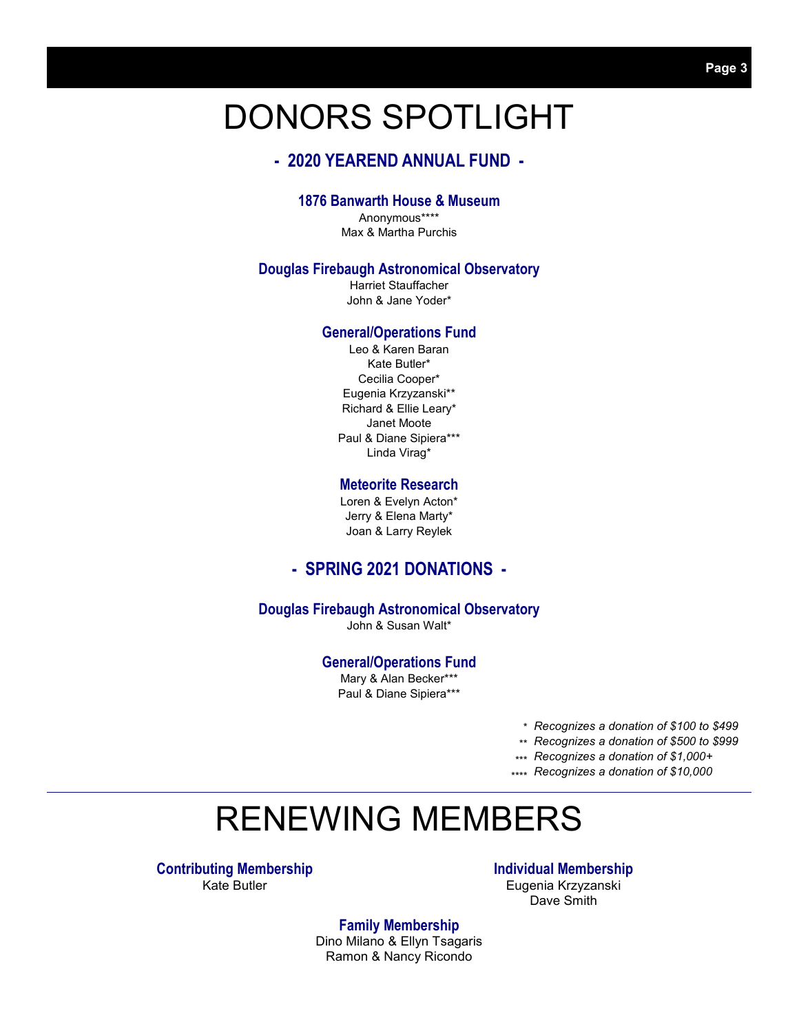# DONORS SPOTLIGHT

## - 2020 YEAREND ANNUAL FUND -

### 1876 Banwarth House & Museum

Anonymous****
Max & Martha Purchis

### Douglas Firebaugh Astronomical Observatory

Harriet Stauffacher
John & Jane Yoder*

### General/Operations Fund

Leo & Karen Baran
Kate Butler*
Cecilia Cooper*
Eugenia Krzyzanski**
Richard & Ellie Leary*
Janet Moote
Paul & Diane Sipiera***
Linda Virag*

### Meteorite Research

Loren & Evelyn Acton*
Jerry & Elena Marty*
Joan & Larry Reylek

## - SPRING 2021 DONATIONS -

### Douglas Firebaugh Astronomical Observatory

John & Susan Walt*

### General/Operations Fund

Mary & Alan Becker***
Paul & Diane Sipiera***

*\* Recognizes a donation of $100 to $499*
*\*\* Recognizes a donation of $500 to $999*
*\*\*\* Recognizes a donation of $1,000+*
*\*\*\*\* Recognizes a donation of $10,000*

---

# RENEWING MEMBERS

### Contributing Membership

Kate Butler

### Individual Membership

Eugenia Krzyzanski
Dave Smith

### Family Membership

Dino Milano & Ellyn Tsagaris
Ramon & Nancy Ricondo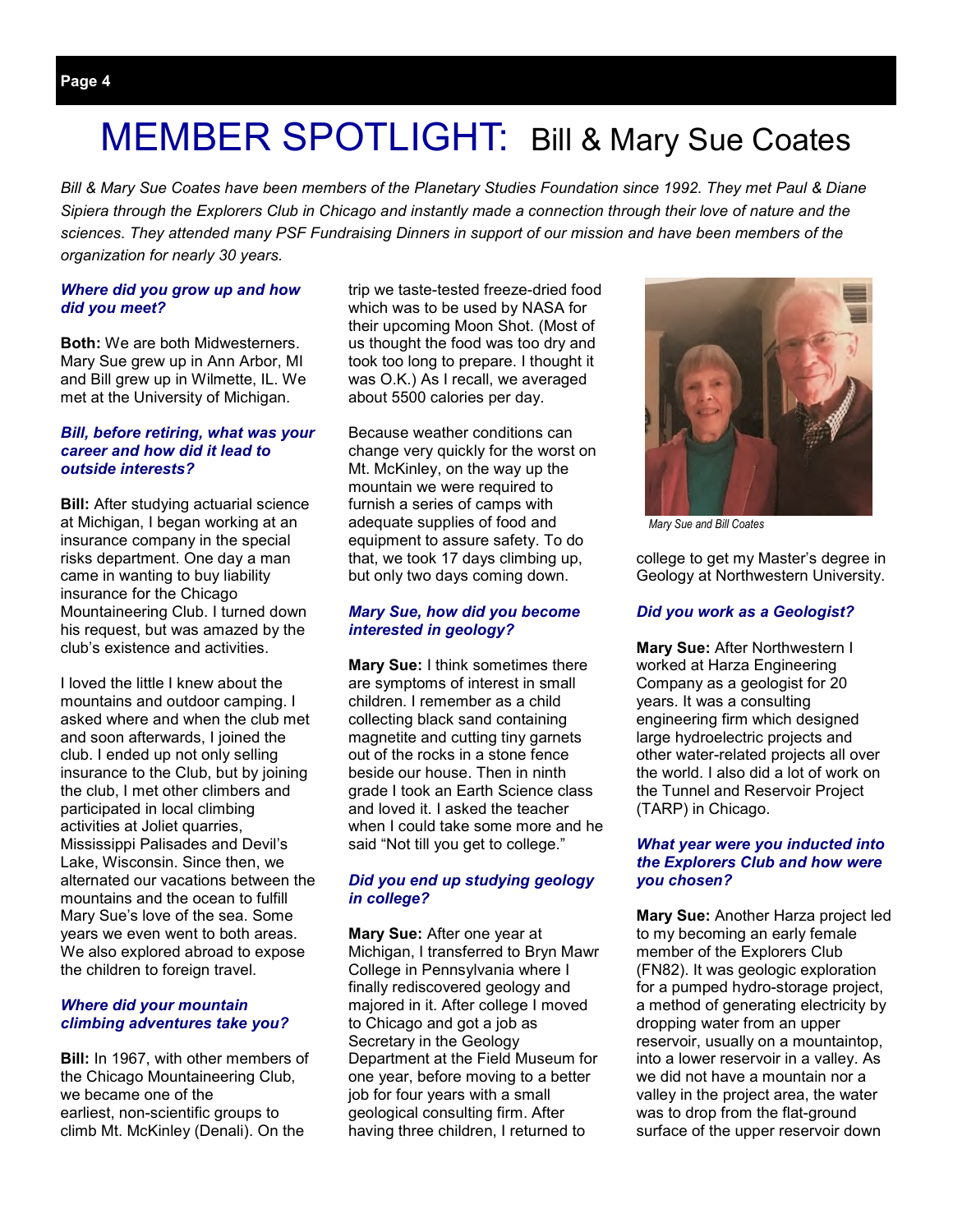# MEMBER SPOTLIGHT: Bill & Mary Sue Coates

*Bill & Mary Sue Coates have been members of the Planetary Studies Foundation since 1992. They met Paul & Diane Sipiera through the Explorers Club in Chicago and instantly made a connection through their love of nature and the sciences. They attended many PSF Fundraising Dinners in support of our mission and have been members of the organization for nearly 30 years.*

***Where did you grow up and how did you meet?***

**Both:** We are both Midwesterners. Mary Sue grew up in Ann Arbor, MI and Bill grew up in Wilmette, IL. We met at the University of Michigan.

***Bill, before retiring, what was your career and how did it lead to outside interests?***

**Bill:** After studying actuarial science at Michigan, I began working at an insurance company in the special risks department. One day a man came in wanting to buy liability insurance for the Chicago Mountaineering Club. I turned down his request, but was amazed by the club's existence and activities.

I loved the little I knew about the mountains and outdoor camping. I asked where and when the club met and soon afterwards, I joined the club. I ended up not only selling insurance to the Club, but by joining the club, I met other climbers and participated in local climbing activities at Joliet quarries, Mississippi Palisades and Devil's Lake, Wisconsin. Since then, we alternated our vacations between the mountains and the ocean to fulfill Mary Sue's love of the sea. Some years we even went to both areas. We also explored abroad to expose the children to foreign travel.

***Where did your mountain climbing adventures take you?***

**Bill:** In 1967, with other members of the Chicago Mountaineering Club, we became one of the earliest, non-scientific groups to climb Mt. McKinley (Denali). On the trip we taste-tested freeze-dried food which was to be used by NASA for their upcoming Moon Shot. (Most of us thought the food was too dry and took too long to prepare. I thought it was O.K.) As I recall, we averaged about 5500 calories per day.

Because weather conditions can change very quickly for the worst on Mt. McKinley, on the way up the mountain we were required to furnish a series of camps with adequate supplies of food and equipment to assure safety. To do that, we took 17 days climbing up, but only two days coming down.

***Mary Sue, how did you become interested in geology?***

**Mary Sue:** I think sometimes there are symptoms of interest in small children. I remember as a child collecting black sand containing magnetite and cutting tiny garnets out of the rocks in a stone fence beside our house. Then in ninth grade I took an Earth Science class and loved it. I asked the teacher when I could take some more and he said "Not till you get to college."

***Did you end up studying geology in college?***

**Mary Sue:** After one year at Michigan, I transferred to Bryn Mawr College in Pennsylvania where I finally rediscovered geology and majored in it. After college I moved to Chicago and got a job as Secretary in the Geology Department at the Field Museum for one year, before moving to a better job for four years with a small geological consulting firm. After having three children, I returned to college to get my Master's degree in Geology at Northwestern University.

*Mary Sue and Bill Coates*

***Did you work as a Geologist?***

**Mary Sue:** After Northwestern I worked at Harza Engineering Company as a geologist for 20 years. It was a consulting engineering firm which designed large hydroelectric projects and other water-related projects all over the world. I also did a lot of work on the Tunnel and Reservoir Project (TARP) in Chicago.

***What year were you inducted into the Explorers Club and how were you chosen?***

**Mary Sue:** Another Harza project led to my becoming an early female member of the Explorers Club (FN82). It was geologic exploration for a pumped hydro-storage project, a method of generating electricity by dropping water from an upper reservoir, usually on a mountaintop, into a lower reservoir in a valley. As we did not have a mountain nor a valley in the project area, the water was to drop from the flat-ground surface of the upper reservoir down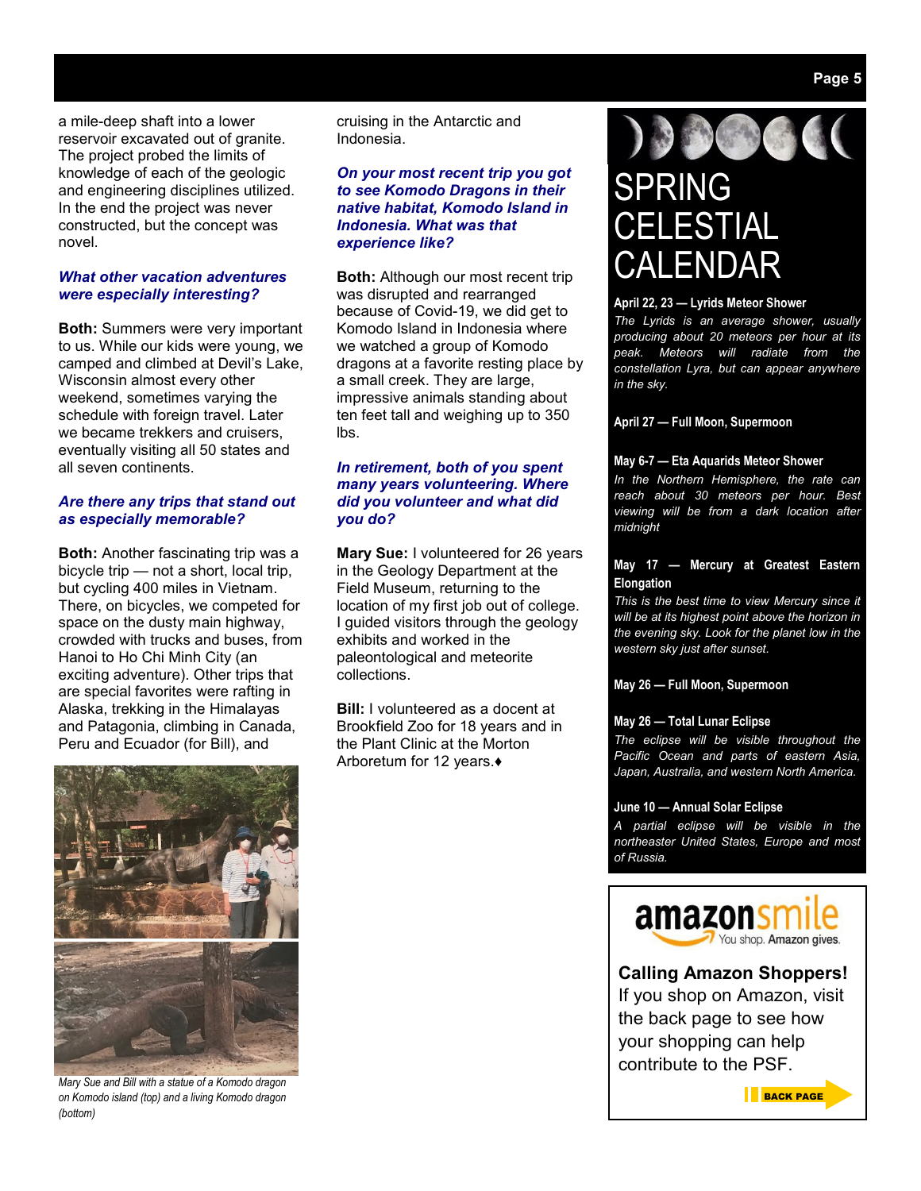a mile-deep shaft into a lower reservoir excavated out of granite. The project probed the limits of knowledge of each of the geologic and engineering disciplines utilized. In the end the project was never constructed, but the concept was novel.

***What other vacation adventures were especially interesting?***

**Both:** Summers were very important to us. While our kids were young, we camped and climbed at Devil's Lake, Wisconsin almost every other weekend, sometimes varying the schedule with foreign travel. Later we became trekkers and cruisers, eventually visiting all 50 states and all seven continents.

***Are there any trips that stand out as especially memorable?***

**Both:** Another fascinating trip was a bicycle trip — not a short, local trip, but cycling 400 miles in Vietnam. There, on bicycles, we competed for space on the dusty main highway, crowded with trucks and buses, from Hanoi to Ho Chi Minh City (an exciting adventure). Other trips that are special favorites were rafting in Alaska, trekking in the Himalayas and Patagonia, climbing in Canada, Peru and Ecuador (for Bill), and cruising in the Antarctic and Indonesia.

*Mary Sue and Bill with a statue of a Komodo dragon on Komodo island (top) and a living Komodo dragon (bottom)*

***On your most recent trip you got to see Komodo Dragons in their native habitat, Komodo Island in Indonesia. What was that experience like?***

**Both:** Although our most recent trip was disrupted and rearranged because of Covid-19, we did get to Komodo Island in Indonesia where we watched a group of Komodo dragons at a favorite resting place by a small creek. They are large, impressive animals standing about ten feet tall and weighing up to 350 lbs.

***In retirement, both of you spent many years volunteering. Where did you volunteer and what did you do?***

**Mary Sue:** I volunteered for 26 years in the Geology Department at the Field Museum, returning to the location of my first job out of college. I guided visitors through the geology exhibits and worked in the paleontological and meteorite collections.

**Bill:** I volunteered as a docent at Brookfield Zoo for 18 years and in the Plant Clinic at the Morton Arboretum for 12 years.♦

# SPRING CELESTIAL CALENDAR

**April 22, 23 — Lyrids Meteor Shower**
*The Lyrids is an average shower, usually producing about 20 meteors per hour at its peak. Meteors will radiate from the constellation Lyra, but can appear anywhere in the sky.*

**April 27 — Full Moon, Supermoon**

**May 6-7 — Eta Aquarids Meteor Shower**
*In the Northern Hemisphere, the rate can reach about 30 meteors per hour. Best viewing will be from a dark location after midnight*

**May 17 — Mercury at Greatest Eastern Elongation**
*This is the best time to view Mercury since it will be at its highest point above the horizon in the evening sky. Look for the planet low in the western sky just after sunset.*

**May 26 — Full Moon, Supermoon**

**May 26 — Total Lunar Eclipse**
*The eclipse will be visible throughout the Pacific Ocean and parts of eastern Asia, Japan, Australia, and western North America.*

**June 10 — Annual Solar Eclipse**
*A partial eclipse will be visible in the northeaster United States, Europe and most of Russia.*

amazonsmile — You shop. Amazon gives.

**Calling Amazon Shoppers!**
If you shop on Amazon, visit the back page to see how your shopping can help contribute to the PSF.

**BACK PAGE**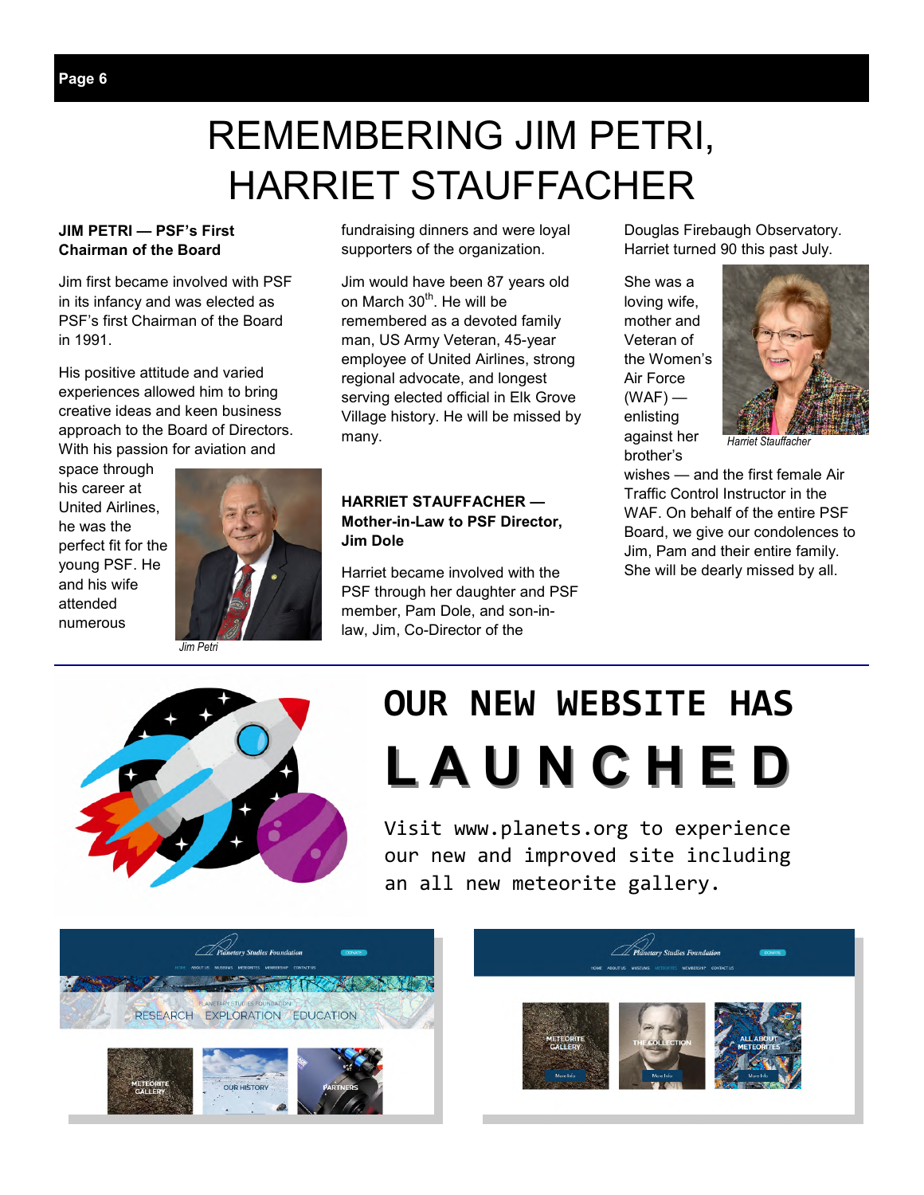# REMEMBERING JIM PETRI, HARRIET STAUFFACHER

**JIM PETRI — PSF's First Chairman of the Board**

Jim first became involved with PSF in its infancy and was elected as PSF's first Chairman of the Board in 1991.

His positive attitude and varied experiences allowed him to bring creative ideas and keen business approach to the Board of Directors. With his passion for aviation and space through his career at United Airlines, he was the perfect fit for the young PSF. He and his wife attended numerous fundraising dinners and were loyal supporters of the organization.

*Jim Petri*

Jim would have been 87 years old on March 30th. He will be remembered as a devoted family man, US Army Veteran, 45-year employee of United Airlines, strong regional advocate, and longest serving elected official in Elk Grove Village history. He will be missed by many.

**HARRIET STAUFFACHER — Mother-in-Law to PSF Director, Jim Dole**

Harriet became involved with the PSF through her daughter and PSF member, Pam Dole, and son-in-law, Jim, Co-Director of the Douglas Firebaugh Observatory. Harriet turned 90 this past July.

*Harriet Stauffacher*

She was a loving wife, mother and Veteran of the Women's Air Force (WAF) — enlisting against her brother's wishes — and the first female Air Traffic Control Instructor in the WAF. On behalf of the entire PSF Board, we give our condolences to Jim, Pam and their entire family. She will be dearly missed by all.

---

## OUR NEW WEBSITE HAS LAUNCHED

Visit www.planets.org to experience our new and improved site including an all new meteorite gallery.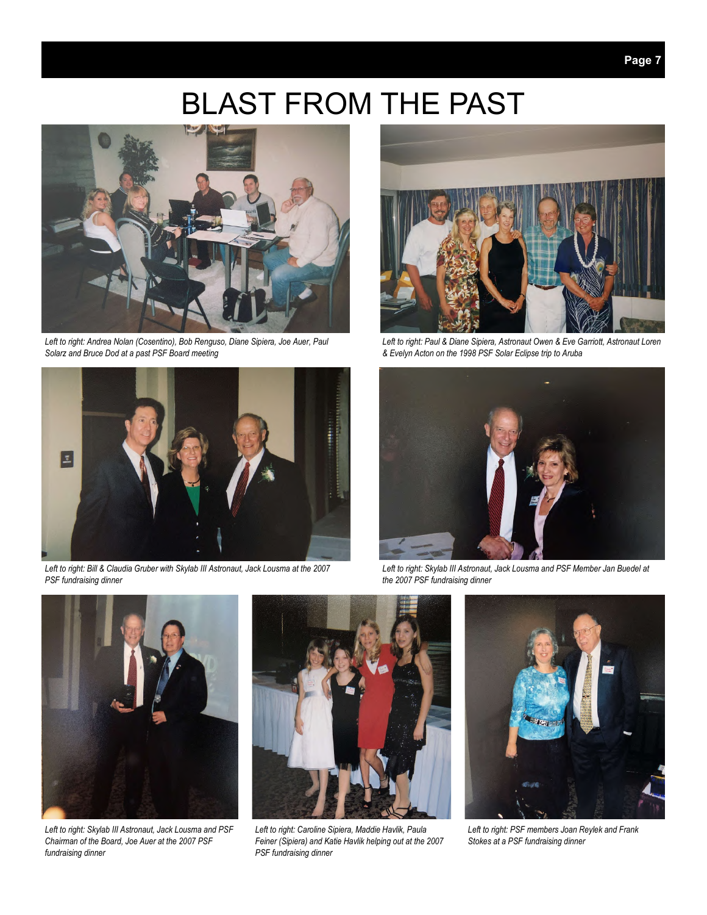# BLAST FROM THE PAST

*Left to right: Andrea Nolan (Cosentino), Bob Renguso, Diane Sipiera, Joe Auer, Paul Solarz and Bruce Dod at a past PSF Board meeting*

*Left to right: Paul & Diane Sipiera, Astronaut Owen & Eve Garriott, Astronaut Loren & Evelyn Acton on the 1998 PSF Solar Eclipse trip to Aruba*

*Left to right: Bill & Claudia Gruber with Skylab III Astronaut, Jack Lousma at the 2007 PSF fundraising dinner*

*Left to right: Skylab III Astronaut, Jack Lousma and PSF Member Jan Buedel at the 2007 PSF fundraising dinner*

*Left to right: Skylab III Astronaut, Jack Lousma and PSF Chairman of the Board, Joe Auer at the 2007 PSF fundraising dinner*

*Left to right: Caroline Sipiera, Maddie Havlik, Paula Feiner (Sipiera) and Katie Havlik helping out at the 2007 PSF fundraising dinner*

*Left to right: PSF members Joan Reylek and Frank Stokes at a PSF fundraising dinner*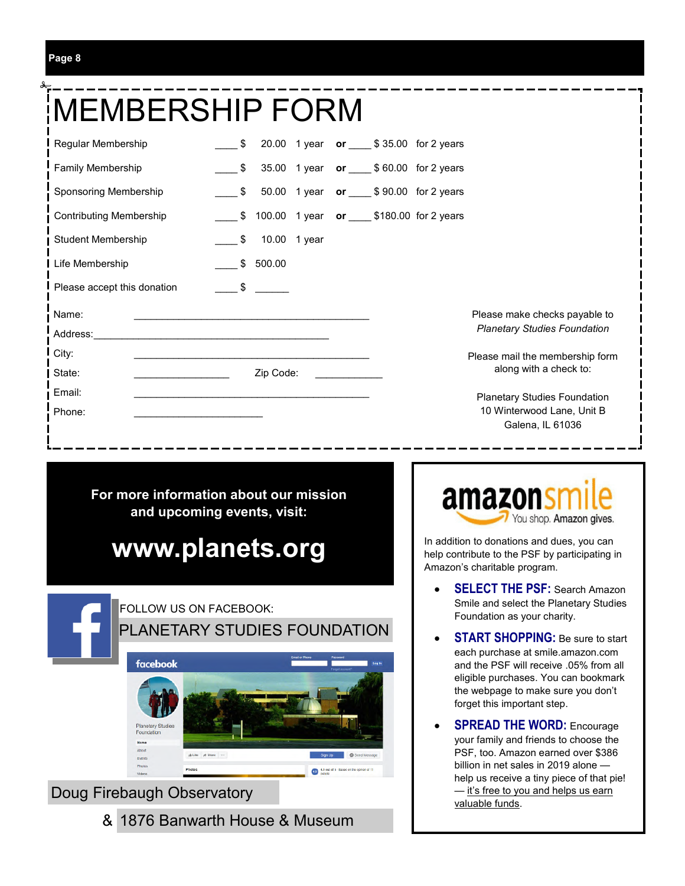# MEMBERSHIP FORM

| | | | | |
|---|---|---|---|---|
| Regular Membership | ____ $ 20.00 | 1 year | **or** ____ $ 35.00 | for 2 years |
| Family Membership | ____ $ 35.00 | 1 year | **or** ____ $ 60.00 | for 2 years |
| Sponsoring Membership | ____ $ 50.00 | 1 year | **or** ____ $ 90.00 | for 2 years |
| Contributing Membership | ____ $ 100.00 | 1 year | **or** ____ $180.00 | for 2 years |
| Student Membership | ____ $ 10.00 | 1 year | | |
| Life Membership | ____ $ 500.00 | | | |
| Please accept this donation | ____ $ ______ | | | |

Name: ________________________________________

Address: ________________________________________

City: ________________________________________

State: ________________ Zip Code: ____________

Email: ________________________________________

Phone: ______________________

Please make checks payable to *Planetary Studies Foundation*

Please mail the membership form along with a check to:

Planetary Studies Foundation
10 Winterwood Lane, Unit B
Galena, IL 61036

**For more information about our mission and upcoming events, visit:**

## www.planets.org

FOLLOW US ON FACEBOOK:
PLANETARY STUDIES FOUNDATION

Doug Firebaugh Observatory

& 1876 Banwarth House & Museum

**amazonsmile** You shop. Amazon gives.

In addition to donations and dues, you can help contribute to the PSF by participating in Amazon's charitable program.

- **SELECT THE PSF:** Search Amazon Smile and select the Planetary Studies Foundation as your charity.
- **START SHOPPING:** Be sure to start each purchase at smile.amazon.com and the PSF will receive .05% from all eligible purchases. You can bookmark the webpage to make sure you don't forget this important step.
- **SPREAD THE WORD:** Encourage your family and friends to choose the PSF, too. Amazon earned over $386 billion in net sales in 2019 alone — help us receive a tiny piece of that pie! — it's free to you and helps us earn valuable funds.